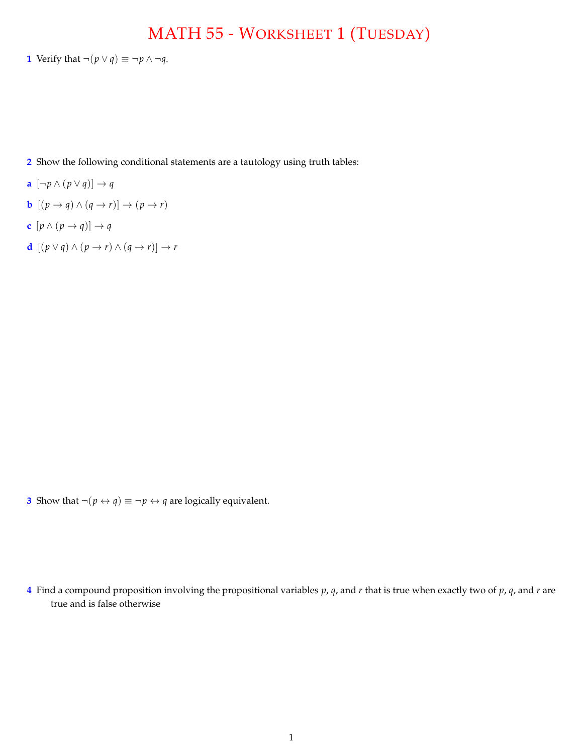# MATH 55 - WORKSHEET 1 (TUESDAY)

**1** Verify that $\neg(p \vee q) \equiv \neg p \wedge \neg q$.

**2** Show the following conditional statements are a tautology using truth tables:

**a** $[\neg p \wedge (p \vee q)] \rightarrow q$

**b** $[(p \rightarrow q) \wedge (q \rightarrow r)] \rightarrow (p \rightarrow r)$

**c** $[p \wedge (p \rightarrow q)] \rightarrow q$

**d** $[(p \vee q) \wedge (p \rightarrow r) \wedge (q \rightarrow r)] \rightarrow r$

**3** Show that $\neg(p \leftrightarrow q) \equiv \neg p \leftrightarrow q$ are logically equivalent.

**4** Find a compound proposition involving the propositional variables $p$, $q$, and $r$ that is true when exactly two of $p$, $q$, and $r$ are true and is false otherwise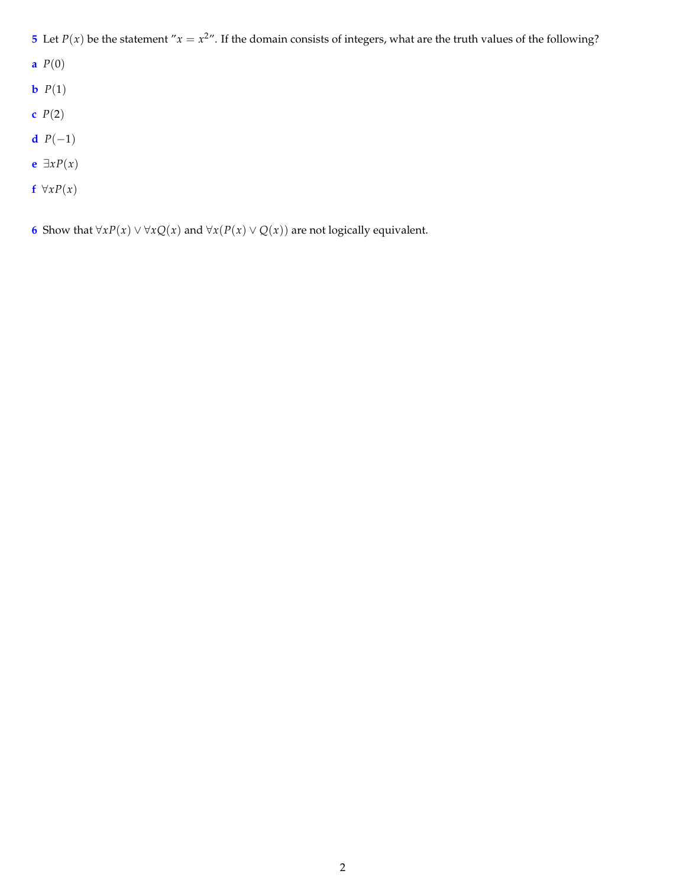**5** Let $P(x)$ be the statement "$x = x^2$". If the domain consists of integers, what are the truth values of the following?

**a** $P(0)$

**b** $P(1)$

**c** $P(2)$

**d** $P(-1)$

**e** $\exists x P(x)$

**f** $\forall x P(x)$

**6** Show that $\forall x P(x) \lor \forall x Q(x)$ and $\forall x (P(x) \lor Q(x))$ are not logically equivalent.